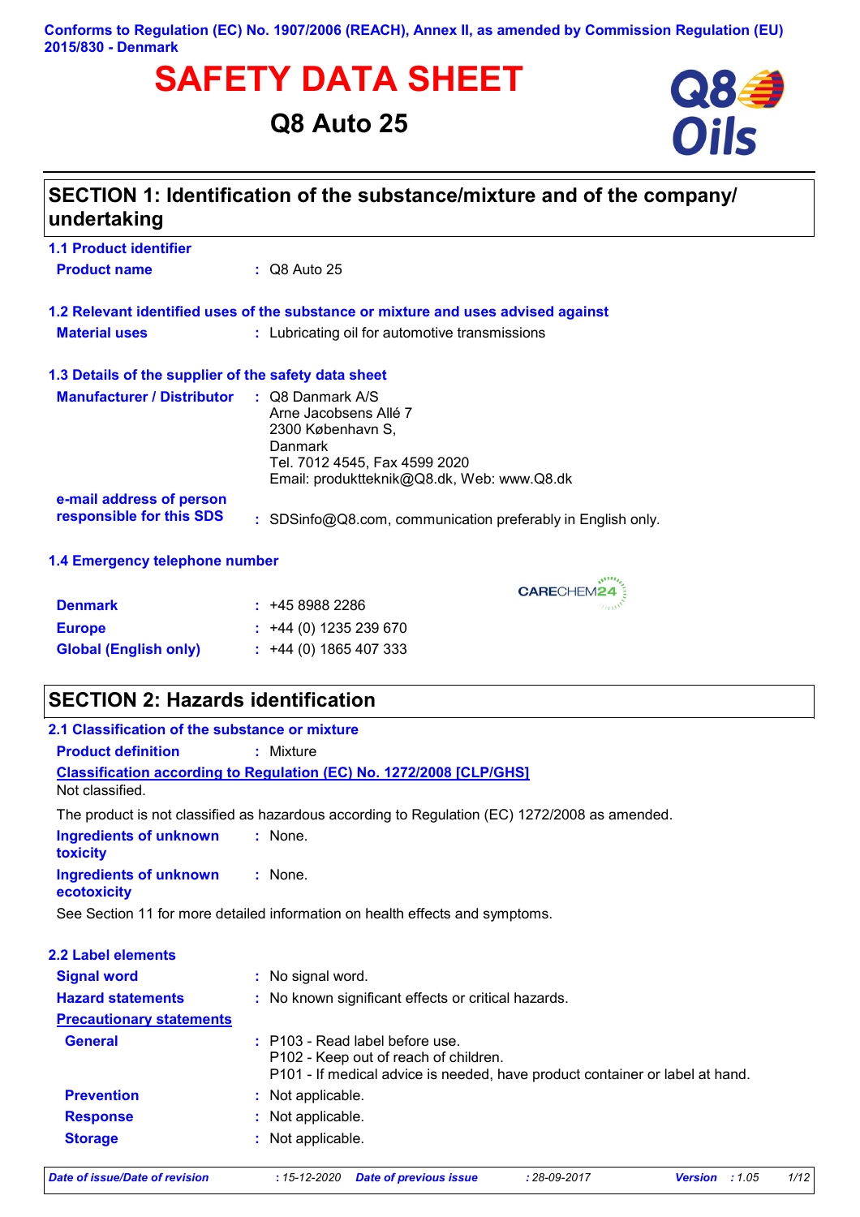Conforms to Regulation (EC) No. 1907/2006 (REACH), Annex II, as amended by Commission Regulation (EU) 2015/830 - Denmark

# SAFETY DATA SHEET

## Q8 Auto 25

## SECTION 1: Identification of the substance/mixture and of the company/undertaking

### 1.1 Product identifier

**Product name** : Q8 Auto 25

### 1.2 Relevant identified uses of the substance or mixture and uses advised against

**Material uses** : Lubricating oil for automotive transmissions

### 1.3 Details of the supplier of the safety data sheet

**Manufacturer / Distributor** : Q8 Danmark A/S
Arne Jacobsens Allé 7
2300 København S,
Danmark
Tel. 7012 4545, Fax 4599 2020
Email: produktteknik@Q8.dk, Web: www.Q8.dk

**e-mail address of person responsible for this SDS** : SDSinfo@Q8.com, communication preferably in English only.

### 1.4 Emergency telephone number

CARECHEM24

**Denmark** : +45 8988 2286
**Europe** : +44 (0) 1235 239 670
**Global (English only)** : +44 (0) 1865 407 333

## SECTION 2: Hazards identification

### 2.1 Classification of the substance or mixture

**Product definition** : Mixture

**Classification according to Regulation (EC) No. 1272/2008 [CLP/GHS]**

Not classified.

The product is not classified as hazardous according to Regulation (EC) 1272/2008 as amended.

**Ingredients of unknown toxicity** : None.

**Ingredients of unknown ecotoxicity** : None.

See Section 11 for more detailed information on health effects and symptoms.

### 2.2 Label elements

**Signal word** : No signal word.

**Hazard statements** : No known significant effects or critical hazards.

**Precautionary statements**

**General** : P103 - Read label before use.
P102 - Keep out of reach of children.
P101 - If medical advice is needed, have product container or label at hand.

**Prevention** : Not applicable.

**Response** : Not applicable.

**Storage** : Not applicable.

*Date of issue/Date of revision* : 15-12-2020 *Date of previous issue* : 28-09-2017 *Version* : 1.05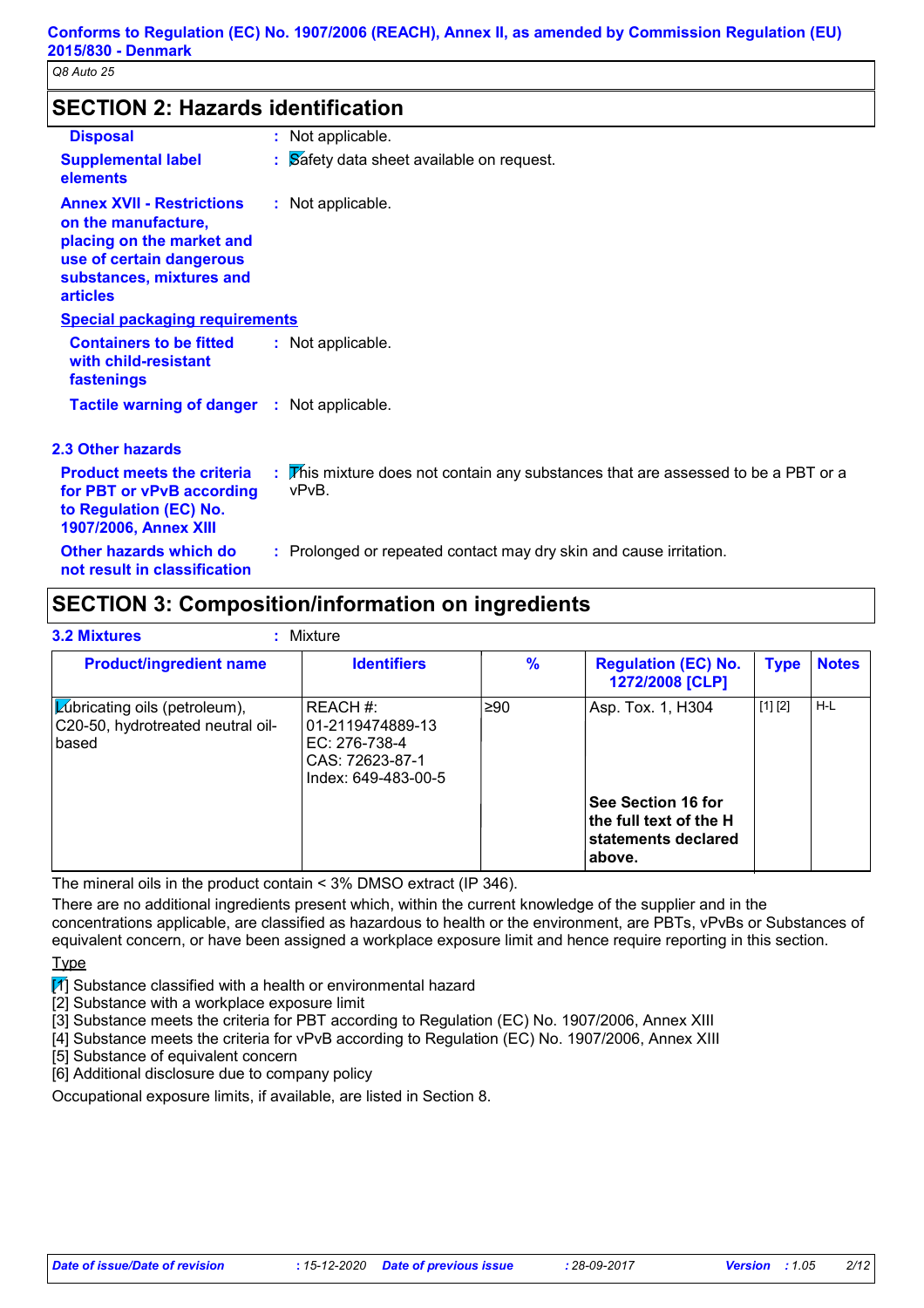## SECTION 2: Hazards identification

**Disposal** : Not applicable.

**Supplemental label elements** : Safety data sheet available on request.

**Annex XVII - Restrictions on the manufacture, placing on the market and use of certain dangerous substances, mixtures and articles** : Not applicable.

**Special packaging requirements**

**Containers to be fitted with child-resistant fastenings** : Not applicable.

**Tactile warning of danger** : Not applicable.

### 2.3 Other hazards

**Product meets the criteria for PBT or vPvB according to Regulation (EC) No. 1907/2006, Annex XIII** : This mixture does not contain any substances that are assessed to be a PBT or a vPvB.

**Other hazards which do not result in classification** : Prolonged or repeated contact may dry skin and cause irritation.

## SECTION 3: Composition/information on ingredients

### 3.2 Mixtures : Mixture

| Product/ingredient name | Identifiers | % | Regulation (EC) No. 1272/2008 [CLP] | Type | Notes |
| --- | --- | --- | --- | --- | --- |
| Lubricating oils (petroleum), C20-50, hydrotreated neutral oil-based | REACH #: 01-2119474889-13<br>EC: 276-738-4<br>CAS: 72623-87-1<br>Index: 649-483-00-5 | ≥90 | Asp. Tox. 1, H304 | [1] [2] | H-L |
| | | | **See Section 16 for the full text of the H statements declared above.** | | |

The mineral oils in the product contain < 3% DMSO extract (IP 346).

There are no additional ingredients present which, within the current knowledge of the supplier and in the concentrations applicable, are classified as hazardous to health or the environment, are PBTs, vPvBs or Substances of equivalent concern, or have been assigned a workplace exposure limit and hence require reporting in this section.

Type

[1] Substance classified with a health or environmental hazard
[2] Substance with a workplace exposure limit
[3] Substance meets the criteria for PBT according to Regulation (EC) No. 1907/2006, Annex XIII
[4] Substance meets the criteria for vPvB according to Regulation (EC) No. 1907/2006, Annex XIII
[5] Substance of equivalent concern
[6] Additional disclosure due to company policy

Occupational exposure limits, if available, are listed in Section 8.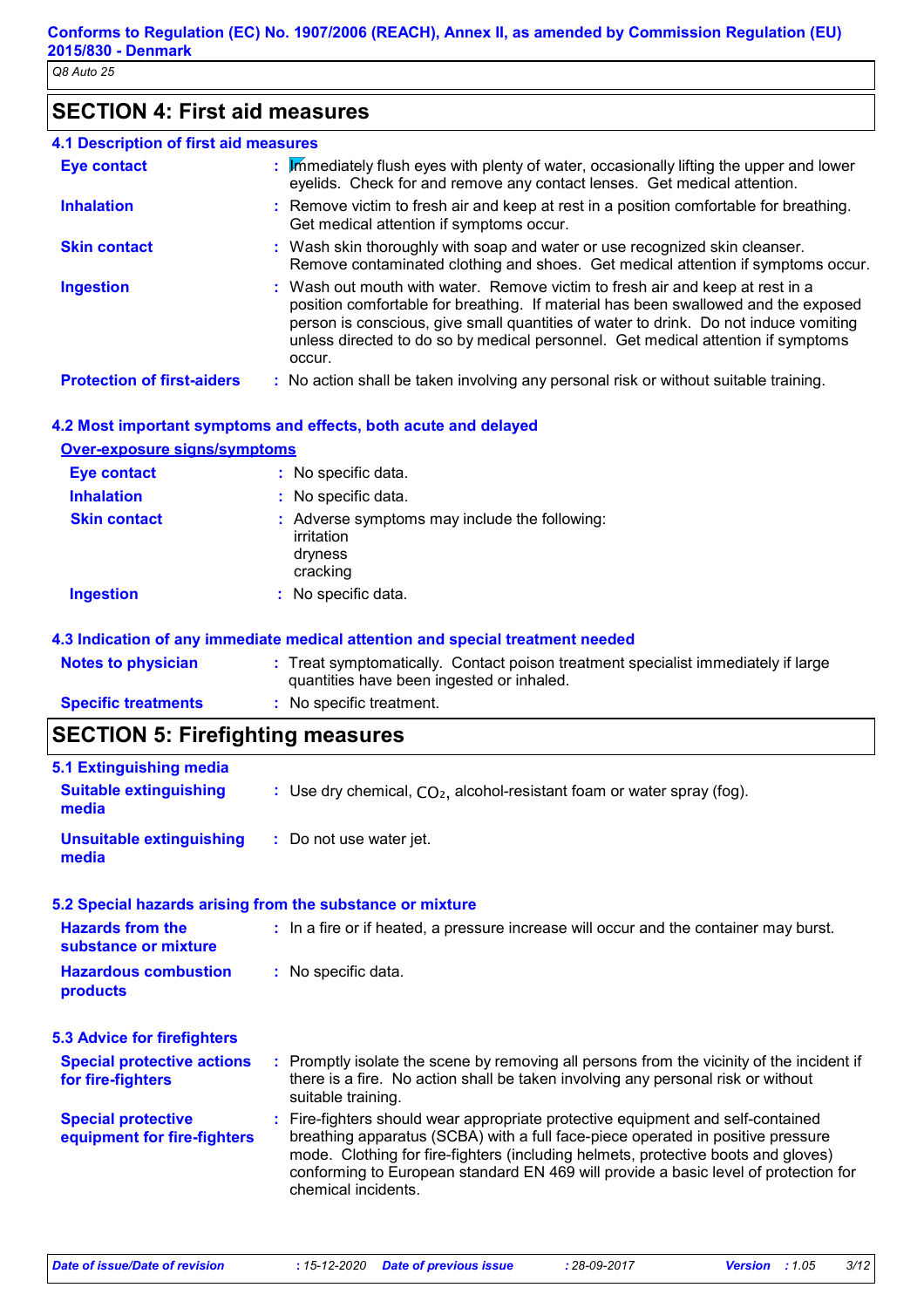## SECTION 4: First aid measures

### 4.1 Description of first aid measures

| | |
|---|---|
| **Eye contact** | Immediately flush eyes with plenty of water, occasionally lifting the upper and lower eyelids. Check for and remove any contact lenses. Get medical attention. |
| **Inhalation** | Remove victim to fresh air and keep at rest in a position comfortable for breathing. Get medical attention if symptoms occur. |
| **Skin contact** | Wash skin thoroughly with soap and water or use recognized skin cleanser. Remove contaminated clothing and shoes. Get medical attention if symptoms occur. |
| **Ingestion** | Wash out mouth with water. Remove victim to fresh air and keep at rest in a position comfortable for breathing. If material has been swallowed and the exposed person is conscious, give small quantities of water to drink. Do not induce vomiting unless directed to do so by medical personnel. Get medical attention if symptoms occur. |
| **Protection of first-aiders** | No action shall be taken involving any personal risk or without suitable training. |

### 4.2 Most important symptoms and effects, both acute and delayed

**Over-exposure signs/symptoms**

| | |
|---|---|
| **Eye contact** | No specific data. |
| **Inhalation** | No specific data. |
| **Skin contact** | Adverse symptoms may include the following:<br>irritation<br>dryness<br>cracking |
| **Ingestion** | No specific data. |

### 4.3 Indication of any immediate medical attention and special treatment needed

| | |
|---|---|
| **Notes to physician** | Treat symptomatically. Contact poison treatment specialist immediately if large quantities have been ingested or inhaled. |
| **Specific treatments** | No specific treatment. |

## SECTION 5: Firefighting measures

### 5.1 Extinguishing media

| | |
|---|---|
| **Suitable extinguishing media** | Use dry chemical, $CO_2$, alcohol-resistant foam or water spray (fog). |
| **Unsuitable extinguishing media** | Do not use water jet. |

### 5.2 Special hazards arising from the substance or mixture

| | |
|---|---|
| **Hazards from the substance or mixture** | In a fire or if heated, a pressure increase will occur and the container may burst. |
| **Hazardous combustion products** | No specific data. |

### 5.3 Advice for firefighters

| | |
|---|---|
| **Special protective actions for fire-fighters** | Promptly isolate the scene by removing all persons from the vicinity of the incident if there is a fire. No action shall be taken involving any personal risk or without suitable training. |
| **Special protective equipment for fire-fighters** | Fire-fighters should wear appropriate protective equipment and self-contained breathing apparatus (SCBA) with a full face-piece operated in positive pressure mode. Clothing for fire-fighters (including helmets, protective boots and gloves) conforming to European standard EN 469 will provide a basic level of protection for chemical incidents. |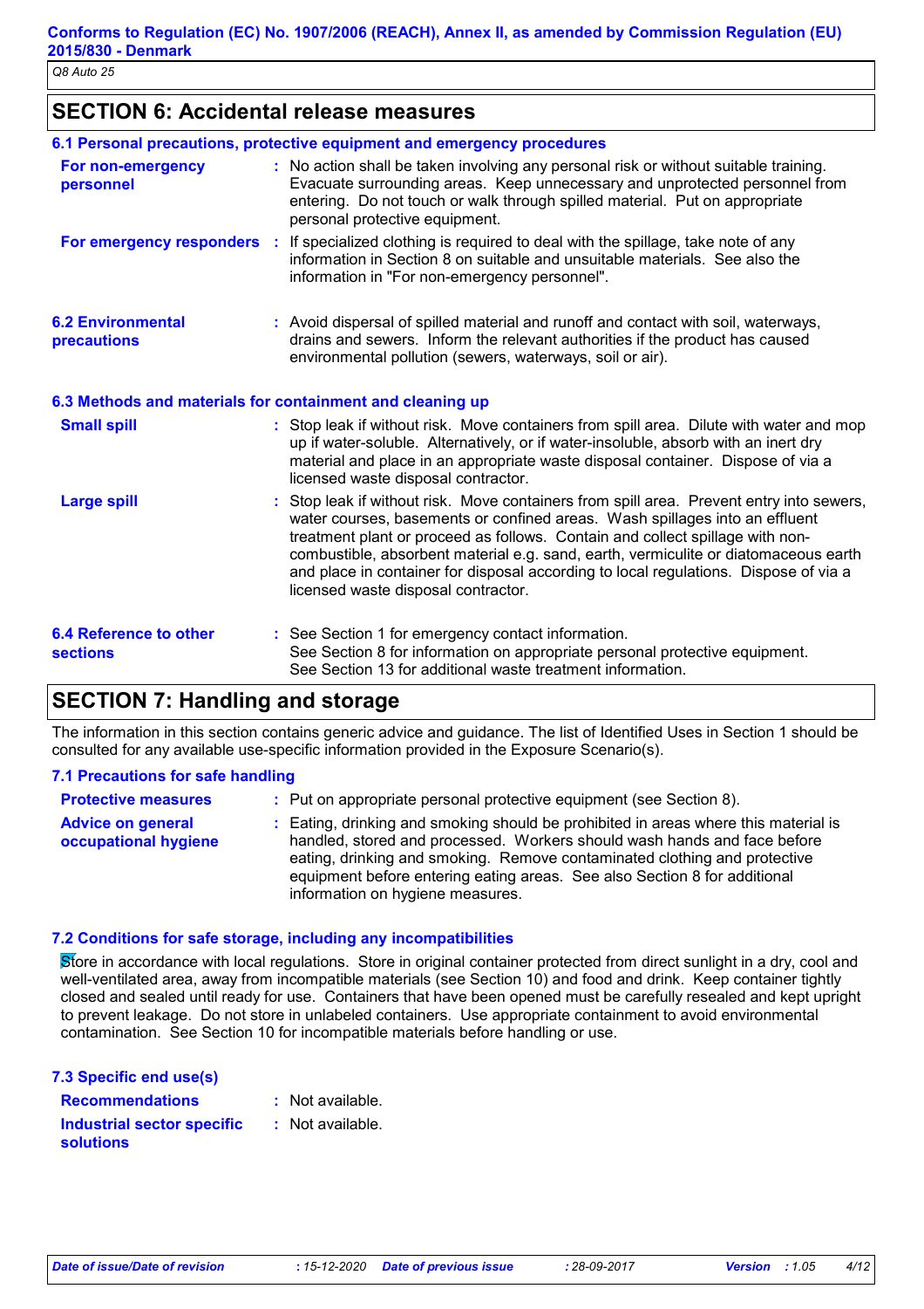## SECTION 6: Accidental release measures

### 6.1 Personal precautions, protective equipment and emergency procedures

**For non-emergency personnel** : No action shall be taken involving any personal risk or without suitable training. Evacuate surrounding areas. Keep unnecessary and unprotected personnel from entering. Do not touch or walk through spilled material. Put on appropriate personal protective equipment.

**For emergency responders** : If specialized clothing is required to deal with the spillage, take note of any information in Section 8 on suitable and unsuitable materials. See also the information in "For non-emergency personnel".

### 6.2 Environmental precautions

: Avoid dispersal of spilled material and runoff and contact with soil, waterways, drains and sewers. Inform the relevant authorities if the product has caused environmental pollution (sewers, waterways, soil or air).

### 6.3 Methods and materials for containment and cleaning up

**Small spill** : Stop leak if without risk. Move containers from spill area. Dilute with water and mop up if water-soluble. Alternatively, or if water-insoluble, absorb with an inert dry material and place in an appropriate waste disposal container. Dispose of via a licensed waste disposal contractor.

**Large spill** : Stop leak if without risk. Move containers from spill area. Prevent entry into sewers, water courses, basements or confined areas. Wash spillages into an effluent treatment plant or proceed as follows. Contain and collect spillage with non-combustible, absorbent material e.g. sand, earth, vermiculite or diatomaceous earth and place in container for disposal according to local regulations. Dispose of via a licensed waste disposal contractor.

### 6.4 Reference to other sections

: See Section 1 for emergency contact information.
See Section 8 for information on appropriate personal protective equipment.
See Section 13 for additional waste treatment information.

## SECTION 7: Handling and storage

The information in this section contains generic advice and guidance. The list of Identified Uses in Section 1 should be consulted for any available use-specific information provided in the Exposure Scenario(s).

### 7.1 Precautions for safe handling

**Protective measures** : Put on appropriate personal protective equipment (see Section 8).

**Advice on general occupational hygiene** : Eating, drinking and smoking should be prohibited in areas where this material is handled, stored and processed. Workers should wash hands and face before eating, drinking and smoking. Remove contaminated clothing and protective equipment before entering eating areas. See also Section 8 for additional information on hygiene measures.

### 7.2 Conditions for safe storage, including any incompatibilities

Store in accordance with local regulations. Store in original container protected from direct sunlight in a dry, cool and well-ventilated area, away from incompatible materials (see Section 10) and food and drink. Keep container tightly closed and sealed until ready for use. Containers that have been opened must be carefully resealed and kept upright to prevent leakage. Do not store in unlabeled containers. Use appropriate containment to avoid environmental contamination. See Section 10 for incompatible materials before handling or use.

### 7.3 Specific end use(s)

**Recommendations** : Not available.

**Industrial sector specific solutions** : Not available.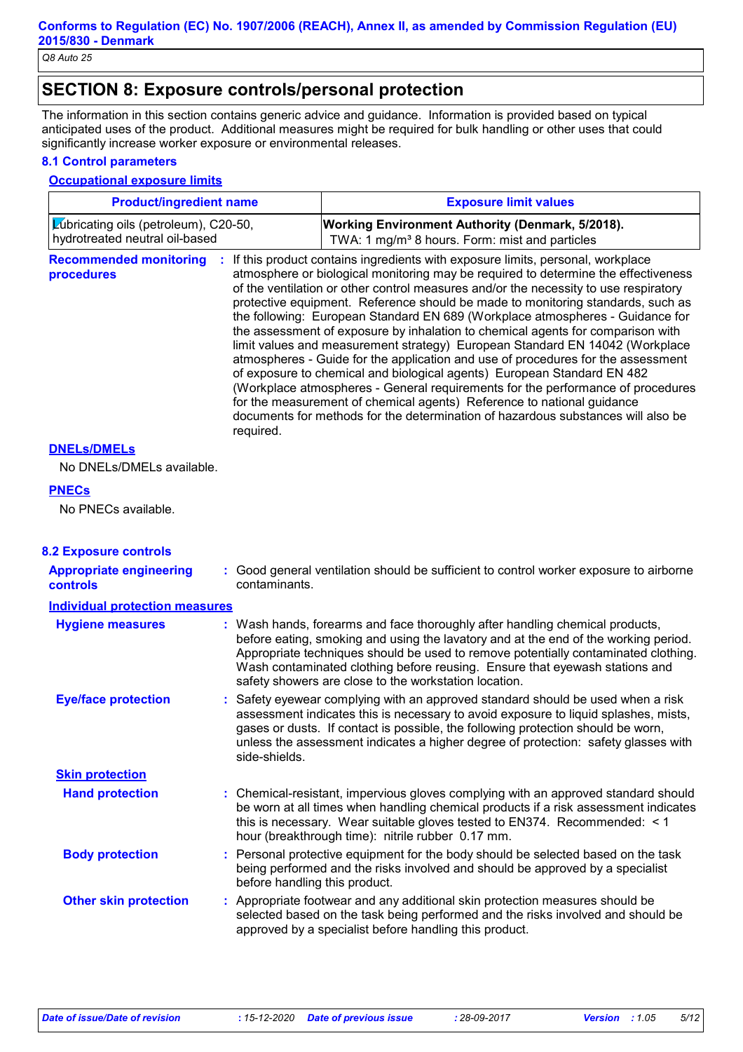## SECTION 8: Exposure controls/personal protection

The information in this section contains generic advice and guidance. Information is provided based on typical anticipated uses of the product. Additional measures might be required for bulk handling or other uses that could significantly increase worker exposure or environmental releases.

### 8.1 Control parameters

**Occupational exposure limits**

| Product/ingredient name | Exposure limit values |
|---|---|
| Lubricating oils (petroleum), C20-50, hydrotreated neutral oil-based | **Working Environment Authority (Denmark, 5/2018).** TWA: 1 mg/m³ 8 hours. Form: mist and particles |

**Recommended monitoring procedures** : If this product contains ingredients with exposure limits, personal, workplace atmosphere or biological monitoring may be required to determine the effectiveness of the ventilation or other control measures and/or the necessity to use respiratory protective equipment. Reference should be made to monitoring standards, such as the following: European Standard EN 689 (Workplace atmospheres - Guidance for the assessment of exposure by inhalation to chemical agents for comparison with limit values and measurement strategy) European Standard EN 14042 (Workplace atmospheres - Guide for the application and use of procedures for the assessment of exposure to chemical and biological agents) European Standard EN 482 (Workplace atmospheres - General requirements for the performance of procedures for the measurement of chemical agents) Reference to national guidance documents for methods for the determination of hazardous substances will also be required.

**DNELs/DMELs**

No DNELs/DMELs available.

**PNECs**

No PNECs available.

### 8.2 Exposure controls

**Appropriate engineering controls** : Good general ventilation should be sufficient to control worker exposure to airborne contaminants.

**Individual protection measures**

**Hygiene measures** : Wash hands, forearms and face thoroughly after handling chemical products, before eating, smoking and using the lavatory and at the end of the working period. Appropriate techniques should be used to remove potentially contaminated clothing. Wash contaminated clothing before reusing. Ensure that eyewash stations and safety showers are close to the workstation location.

**Eye/face protection** : Safety eyewear complying with an approved standard should be used when a risk assessment indicates this is necessary to avoid exposure to liquid splashes, mists, gases or dusts. If contact is possible, the following protection should be worn, unless the assessment indicates a higher degree of protection: safety glasses with side-shields.

**Skin protection**

**Hand protection** : Chemical-resistant, impervious gloves complying with an approved standard should be worn at all times when handling chemical products if a risk assessment indicates this is necessary. Wear suitable gloves tested to EN374. Recommended: < 1 hour (breakthrough time): nitrile rubber 0.17 mm.

**Body protection** : Personal protective equipment for the body should be selected based on the task being performed and the risks involved and should be approved by a specialist before handling this product.

**Other skin protection** : Appropriate footwear and any additional skin protection measures should be selected based on the task being performed and the risks involved and should be approved by a specialist before handling this product.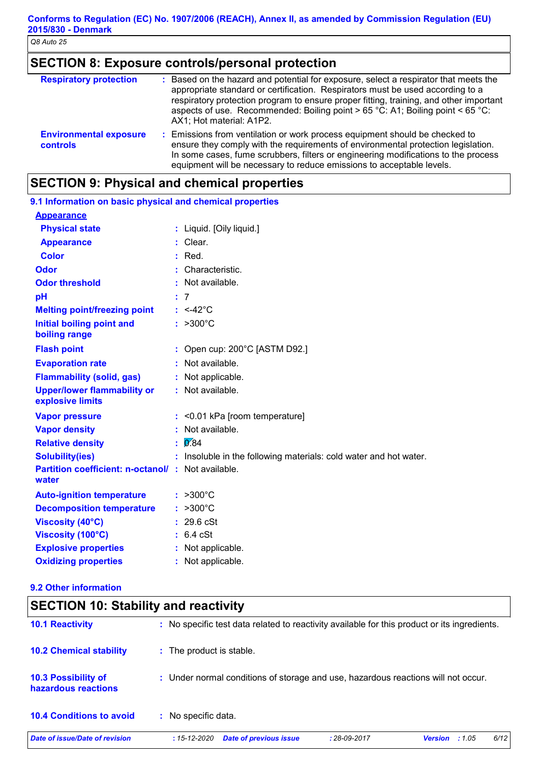## SECTION 8: Exposure controls/personal protection

| | |
|---|---|
| **Respiratory protection** | : Based on the hazard and potential for exposure, select a respirator that meets the appropriate standard or certification. Respirators must be used according to a respiratory protection program to ensure proper fitting, training, and other important aspects of use. Recommended: Boiling point > 65 °C: A1; Boiling point < 65 °C: AX1; Hot material: A1P2. |
| **Environmental exposure controls** | : Emissions from ventilation or work process equipment should be checked to ensure they comply with the requirements of environmental protection legislation. In some cases, fume scrubbers, filters or engineering modifications to the process equipment will be necessary to reduce emissions to acceptable levels. |

## SECTION 9: Physical and chemical properties

### 9.1 Information on basic physical and chemical properties

**Appearance**

| | |
|---|---|
| **Physical state** | : Liquid. [Oily liquid.] |
| **Appearance** | : Clear. |
| **Color** | : Red. |
| **Odor** | : Characteristic. |
| **Odor threshold** | : Not available. |
| **pH** | : 7 |
| **Melting point/freezing point** | : <-42°C |
| **Initial boiling point and boiling range** | : >300°C |
| **Flash point** | : Open cup: 200°C [ASTM D92.] |
| **Evaporation rate** | : Not available. |
| **Flammability (solid, gas)** | : Not applicable. |
| **Upper/lower flammability or explosive limits** | : Not available. |
| **Vapor pressure** | : <0.01 kPa [room temperature] |
| **Vapor density** | : Not available. |
| **Relative density** | : 0.84 |
| **Solubility(ies)** | : Insoluble in the following materials: cold water and hot water. |
| **Partition coefficient: n-octanol/water** | : Not available. |
| **Auto-ignition temperature** | : >300°C |
| **Decomposition temperature** | : >300°C |
| **Viscosity (40°C)** | : 29.6 cSt |
| **Viscosity (100°C)** | : 6.4 cSt |
| **Explosive properties** | : Not applicable. |
| **Oxidizing properties** | : Not applicable. |

### 9.2 Other information

## SECTION 10: Stability and reactivity

| | |
|---|---|
| **10.1 Reactivity** | : No specific test data related to reactivity available for this product or its ingredients. |
| **10.2 Chemical stability** | : The product is stable. |
| **10.3 Possibility of hazardous reactions** | : Under normal conditions of storage and use, hazardous reactions will not occur. |
| **10.4 Conditions to avoid** | : No specific data. |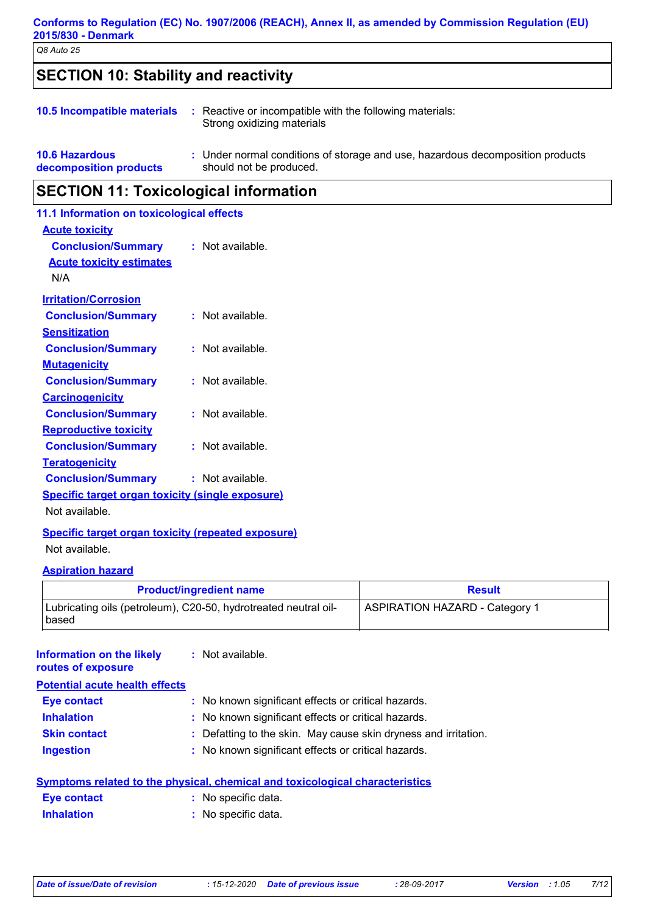## SECTION 10: Stability and reactivity

**10.5 Incompatible materials** : Reactive or incompatible with the following materials:
Strong oxidizing materials

**10.6 Hazardous decomposition products** : Under normal conditions of storage and use, hazardous decomposition products should not be produced.

## SECTION 11: Toxicological information

### 11.1 Information on toxicological effects

**Acute toxicity**

**Conclusion/Summary** : Not available.

**Acute toxicity estimates**

N/A

**Irritation/Corrosion**

**Conclusion/Summary** : Not available.

**Sensitization**

**Conclusion/Summary** : Not available.

**Mutagenicity**

**Conclusion/Summary** : Not available.

**Carcinogenicity**

**Conclusion/Summary** : Not available.

**Reproductive toxicity**

**Conclusion/Summary** : Not available.

**Teratogenicity**

**Conclusion/Summary** : Not available.

**Specific target organ toxicity (single exposure)**

Not available.

**Specific target organ toxicity (repeated exposure)**

Not available.

**Aspiration hazard**

| Product/ingredient name | Result |
|---|---|
| Lubricating oils (petroleum), C20-50, hydrotreated neutral oil-based | ASPIRATION HAZARD - Category 1 |

**Information on the likely routes of exposure** : Not available.

**Potential acute health effects**

**Eye contact** : No known significant effects or critical hazards.

**Inhalation** : No known significant effects or critical hazards.

**Skin contact** : Defatting to the skin. May cause skin dryness and irritation.

**Ingestion** : No known significant effects or critical hazards.

**Symptoms related to the physical, chemical and toxicological characteristics**

**Eye contact** : No specific data.

**Inhalation** : No specific data.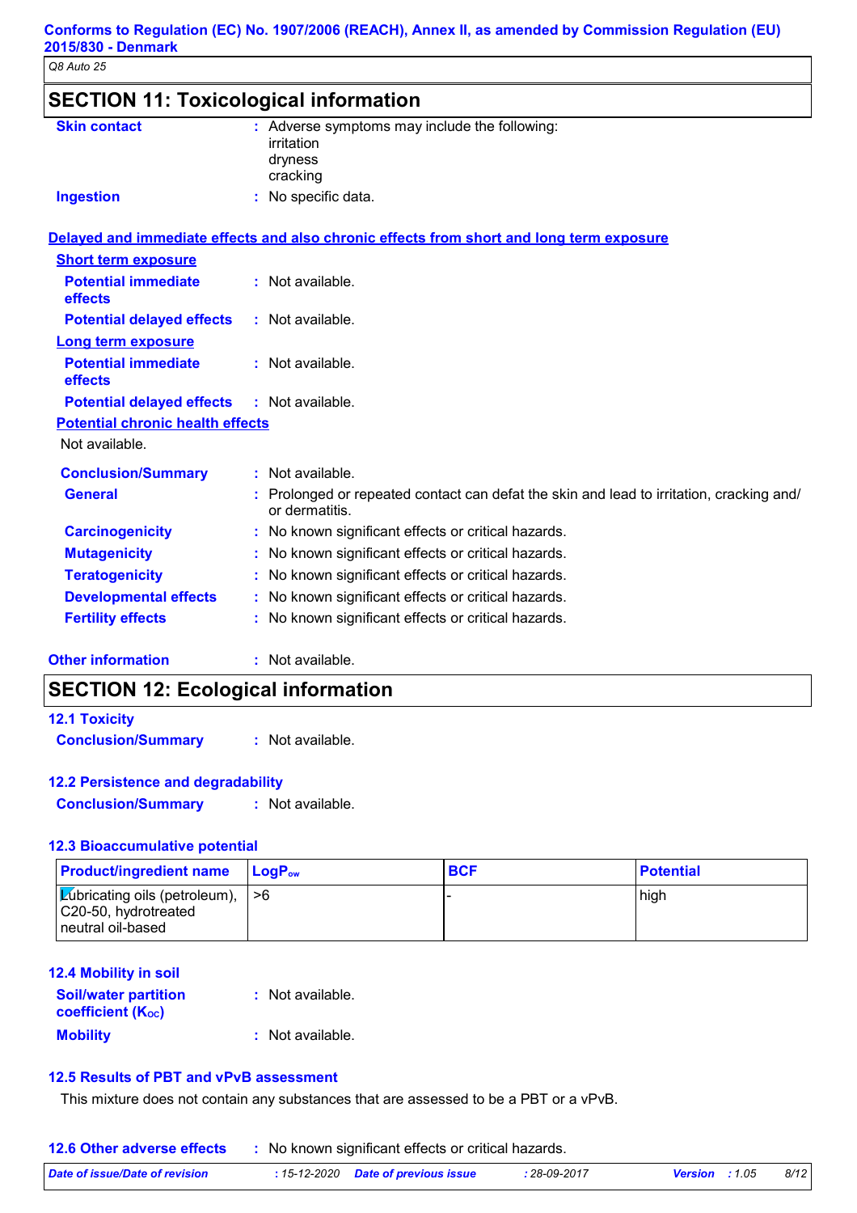## SECTION 11: Toxicological information

**Skin contact** : Adverse symptoms may include the following:
irritation
dryness
cracking

**Ingestion** : No specific data.

**Delayed and immediate effects and also chronic effects from short and long term exposure**

**Short term exposure**

**Potential immediate effects** : Not available.

**Potential delayed effects** : Not available.

**Long term exposure**

**Potential immediate effects** : Not available.

**Potential delayed effects** : Not available.

**Potential chronic health effects**

Not available.

**Conclusion/Summary** : Not available.

**General** : Prolonged or repeated contact can defat the skin and lead to irritation, cracking and/ or dermatitis.

**Carcinogenicity** : No known significant effects or critical hazards.

**Mutagenicity** : No known significant effects or critical hazards.

**Teratogenicity** : No known significant effects or critical hazards.

**Developmental effects** : No known significant effects or critical hazards.

**Fertility effects** : No known significant effects or critical hazards.

**Other information** : Not available.

## SECTION 12: Ecological information

### 12.1 Toxicity

**Conclusion/Summary** : Not available.

### 12.2 Persistence and degradability

**Conclusion/Summary** : Not available.

### 12.3 Bioaccumulative potential

| Product/ingredient name | $LogP_{ow}$ | BCF | Potential |
|---|---|---|---|
| Lubricating oils (petroleum), C20-50, hydrotreated neutral oil-based | >6 | - | high |

### 12.4 Mobility in soil

**Soil/water partition coefficient ($K_{OC}$)** : Not available.

**Mobility** : Not available.

### 12.5 Results of PBT and vPvB assessment

This mixture does not contain any substances that are assessed to be a PBT or a vPvB.

### 12.6 Other adverse effects : No known significant effects or critical hazards.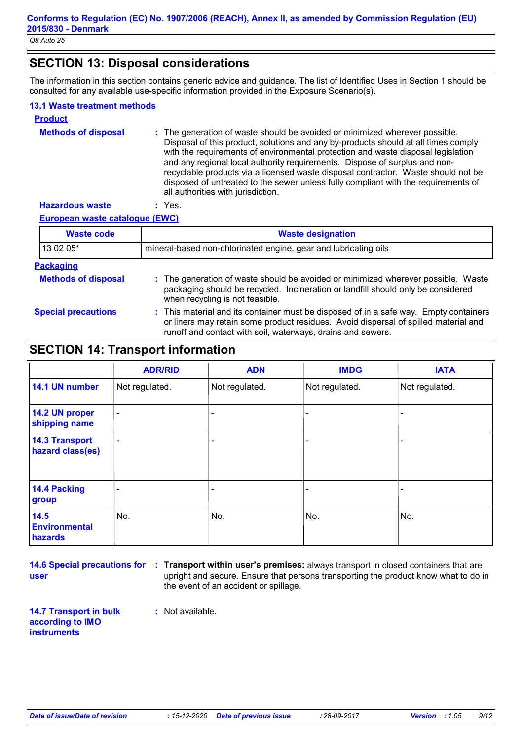## SECTION 13: Disposal considerations

The information in this section contains generic advice and guidance. The list of Identified Uses in Section 1 should be consulted for any available use-specific information provided in the Exposure Scenario(s).

### 13.1 Waste treatment methods

**Product**

**Methods of disposal** : The generation of waste should be avoided or minimized wherever possible. Disposal of this product, solutions and any by-products should at all times comply with the requirements of environmental protection and waste disposal legislation and any regional local authority requirements. Dispose of surplus and non-recyclable products via a licensed waste disposal contractor. Waste should not be disposed of untreated to the sewer unless fully compliant with the requirements of all authorities with jurisdiction.

**Hazardous waste** : Yes.

**European waste catalogue (EWC)**

| Waste code | Waste designation |
|---|---|
| 13 02 05* | mineral-based non-chlorinated engine, gear and lubricating oils |

**Packaging**

**Methods of disposal** : The generation of waste should be avoided or minimized wherever possible. Waste packaging should be recycled. Incineration or landfill should only be considered when recycling is not feasible.

**Special precautions** : This material and its container must be disposed of in a safe way. Empty containers or liners may retain some product residues. Avoid dispersal of spilled material and runoff and contact with soil, waterways, drains and sewers.

## SECTION 14: Transport information

| | ADR/RID | ADN | IMDG | IATA |
|---|---|---|---|---|
| 14.1 UN number | Not regulated. | Not regulated. | Not regulated. | Not regulated. |
| 14.2 UN proper shipping name | - | - | - | - |
| 14.3 Transport hazard class(es) | - | - | - | - |
| 14.4 Packing group | - | - | - | - |
| 14.5 Environmental hazards | No. | No. | No. | No. |

**14.6 Special precautions for user** : **Transport within user's premises:** always transport in closed containers that are upright and secure. Ensure that persons transporting the product know what to do in the event of an accident or spillage.

**14.7 Transport in bulk according to IMO instruments** : Not available.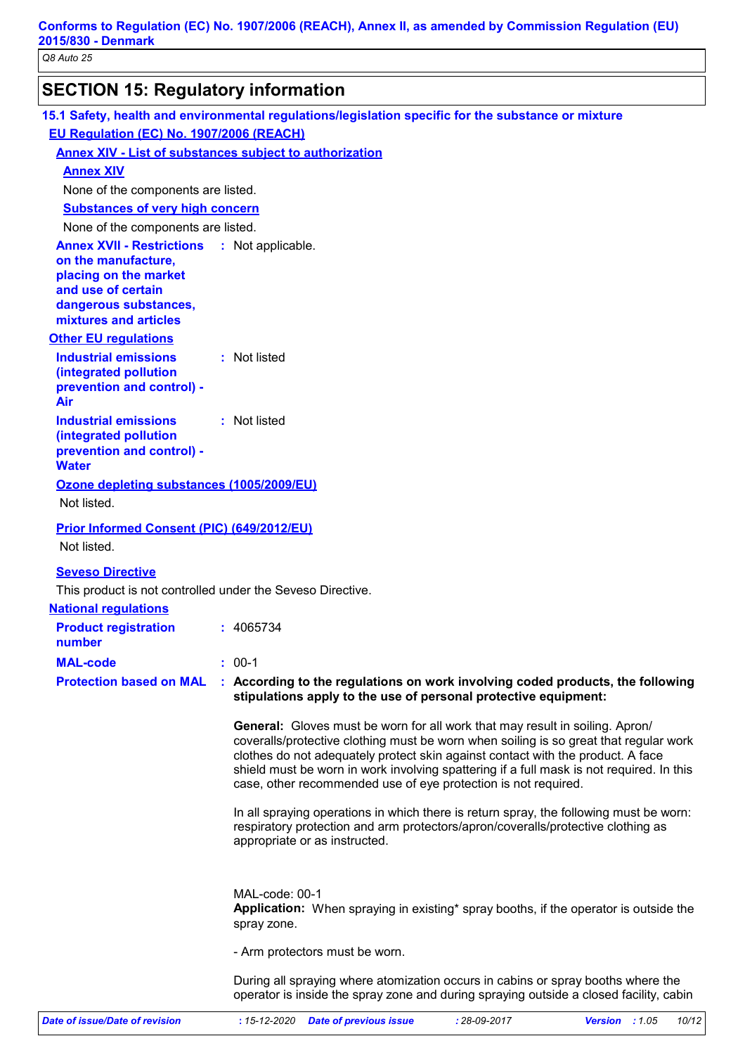## SECTION 15: Regulatory information

### 15.1 Safety, health and environmental regulations/legislation specific for the substance or mixture

**EU Regulation (EC) No. 1907/2006 (REACH)**

**Annex XIV - List of substances subject to authorization**

**Annex XIV**

None of the components are listed.

**Substances of very high concern**

None of the components are listed.

**Annex XVII - Restrictions on the manufacture, placing on the market and use of certain dangerous substances, mixtures and articles** : Not applicable.

**Other EU regulations**

**Industrial emissions (integrated pollution prevention and control) - Air** : Not listed

**Industrial emissions (integrated pollution prevention and control) - Water** : Not listed

**Ozone depleting substances (1005/2009/EU)**

Not listed.

**Prior Informed Consent (PIC) (649/2012/EU)**

Not listed.

**Seveso Directive**

This product is not controlled under the Seveso Directive.

**National regulations**

**Product registration number** : 4065734

**MAL-code** : 00-1

**Protection based on MAL** : **According to the regulations on work involving coded products, the following stipulations apply to the use of personal protective equipment:**

**General:** Gloves must be worn for all work that may result in soiling. Apron/ coveralls/protective clothing must be worn when soiling is so great that regular work clothes do not adequately protect skin against contact with the product. A face shield must be worn in work involving spattering if a full mask is not required. In this case, other recommended use of eye protection is not required.

In all spraying operations in which there is return spray, the following must be worn: respiratory protection and arm protectors/apron/coveralls/protective clothing as appropriate or as instructed.

MAL-code: 00-1
**Application:** When spraying in existing* spray booths, if the operator is outside the spray zone.

- Arm protectors must be worn.

During all spraying where atomization occurs in cabins or spray booths where the operator is inside the spray zone and during spraying outside a closed facility, cabin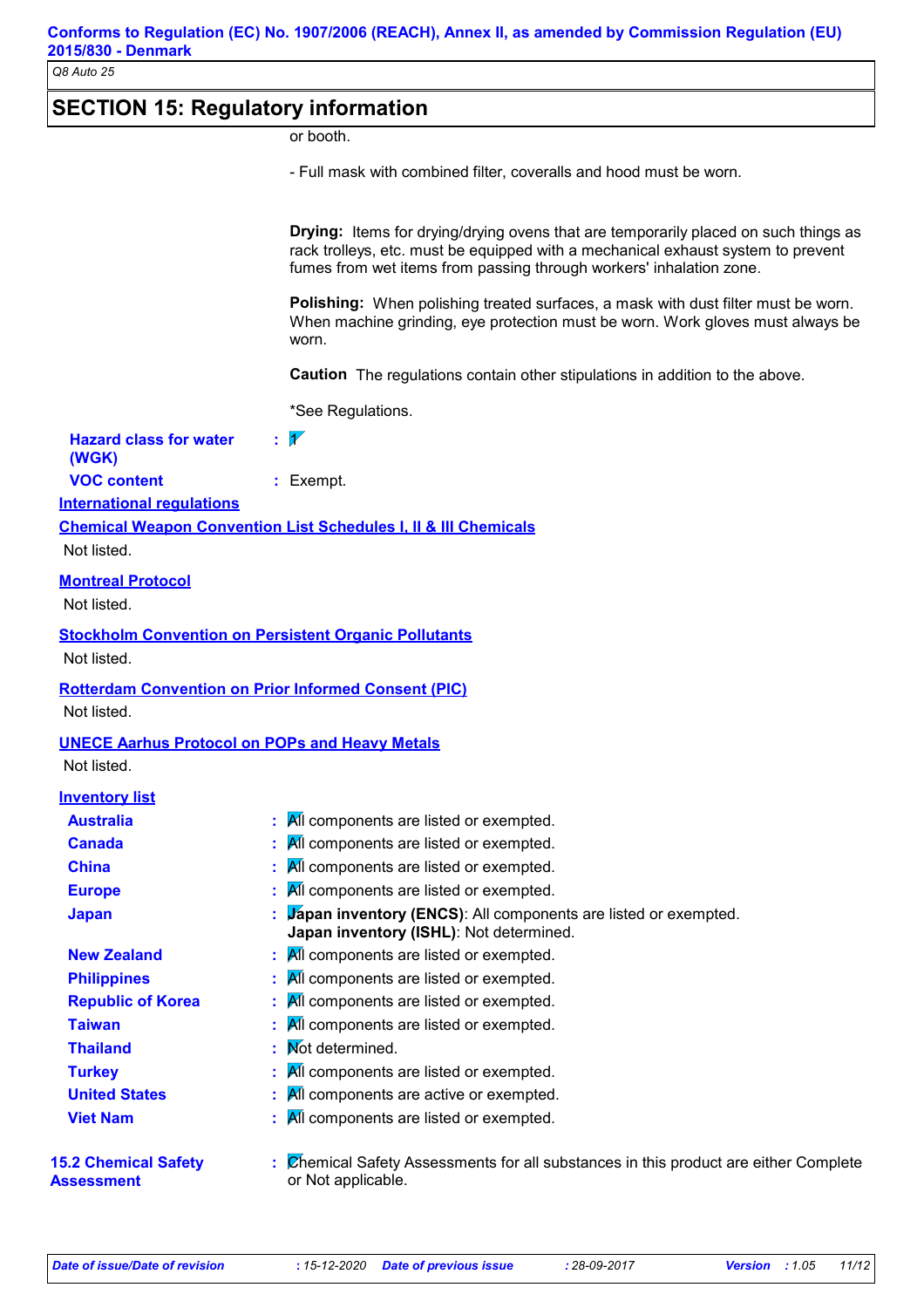## SECTION 15: Regulatory information

or booth.

- Full mask with combined filter, coveralls and hood must be worn.

**Drying:** Items for drying/drying ovens that are temporarily placed on such things as rack trolleys, etc. must be equipped with a mechanical exhaust system to prevent fumes from wet items from passing through workers' inhalation zone.

**Polishing:** When polishing treated surfaces, a mask with dust filter must be worn. When machine grinding, eye protection must be worn. Work gloves must always be worn.

**Caution** The regulations contain other stipulations in addition to the above.

*See Regulations.

**Hazard class for water (WGK)** : 1

**VOC content** : Exempt.

### International regulations

**Chemical Weapon Convention List Schedules I, II & III Chemicals**

Not listed.

**Montreal Protocol**

Not listed.

**Stockholm Convention on Persistent Organic Pollutants**

Not listed.

**Rotterdam Convention on Prior Informed Consent (PIC)**

Not listed.

**UNECE Aarhus Protocol on POPs and Heavy Metals**

Not listed.

**Inventory list**

| | |
|---|---|
| **Australia** | : All components are listed or exempted. |
| **Canada** | : All components are listed or exempted. |
| **China** | : All components are listed or exempted. |
| **Europe** | : All components are listed or exempted. |
| **Japan** | : **Japan inventory (ENCS)**: All components are listed or exempted.<br>**Japan inventory (ISHL)**: Not determined. |
| **New Zealand** | : All components are listed or exempted. |
| **Philippines** | : All components are listed or exempted. |
| **Republic of Korea** | : All components are listed or exempted. |
| **Taiwan** | : All components are listed or exempted. |
| **Thailand** | : Not determined. |
| **Turkey** | : All components are listed or exempted. |
| **United States** | : All components are active or exempted. |
| **Viet Nam** | : All components are listed or exempted. |

**15.2 Chemical Safety Assessment** : Chemical Safety Assessments for all substances in this product are either Complete or Not applicable.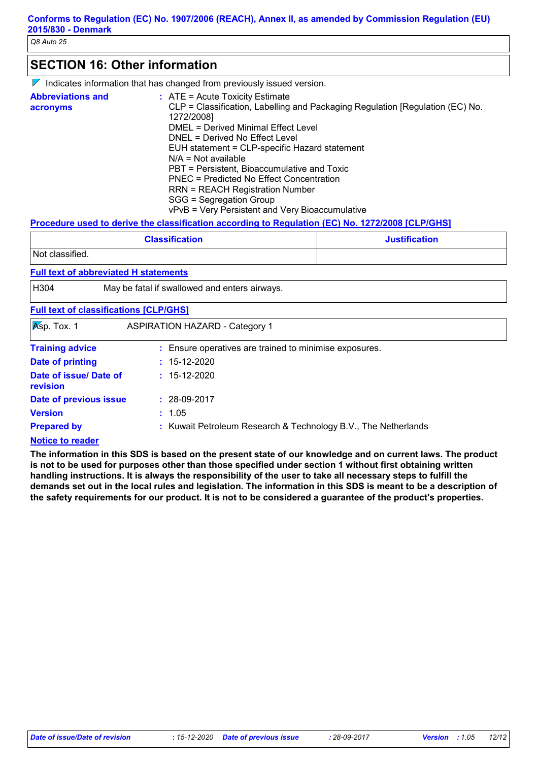## SECTION 16: Other information

Indicates information that has changed from previously issued version.

**Abbreviations and acronyms** : ATE = Acute Toxicity Estimate
CLP = Classification, Labelling and Packaging Regulation [Regulation (EC) No. 1272/2008]
DMEL = Derived Minimal Effect Level
DNEL = Derived No Effect Level
EUH statement = CLP-specific Hazard statement
N/A = Not available
PBT = Persistent, Bioaccumulative and Toxic
PNEC = Predicted No Effect Concentration
RRN = REACH Registration Number
SGG = Segregation Group
vPvB = Very Persistent and Very Bioaccumulative

**Procedure used to derive the classification according to Regulation (EC) No. 1272/2008 [CLP/GHS]**

| Classification | Justification |
|---|---|
| Not classified. | |

**Full text of abbreviated H statements**

| | |
|---|---|
| H304 | May be fatal if swallowed and enters airways. |

**Full text of classifications [CLP/GHS]**

| | |
|---|---|
| Asp. Tox. 1 | ASPIRATION HAZARD - Category 1 |

**Training advice** : Ensure operatives are trained to minimise exposures.

**Date of printing** : 15-12-2020

**Date of issue/ Date of revision** : 15-12-2020

**Date of previous issue** : 28-09-2017

**Version** : 1.05

**Prepared by** : Kuwait Petroleum Research & Technology B.V., The Netherlands

**Notice to reader**

**The information in this SDS is based on the present state of our knowledge and on current laws. The product is not to be used for purposes other than those specified under section 1 without first obtaining written handling instructions. It is always the responsibility of the user to take all necessary steps to fulfill the demands set out in the local rules and legislation. The information in this SDS is meant to be a description of the safety requirements for our product. It is not to be considered a guarantee of the product's properties.**